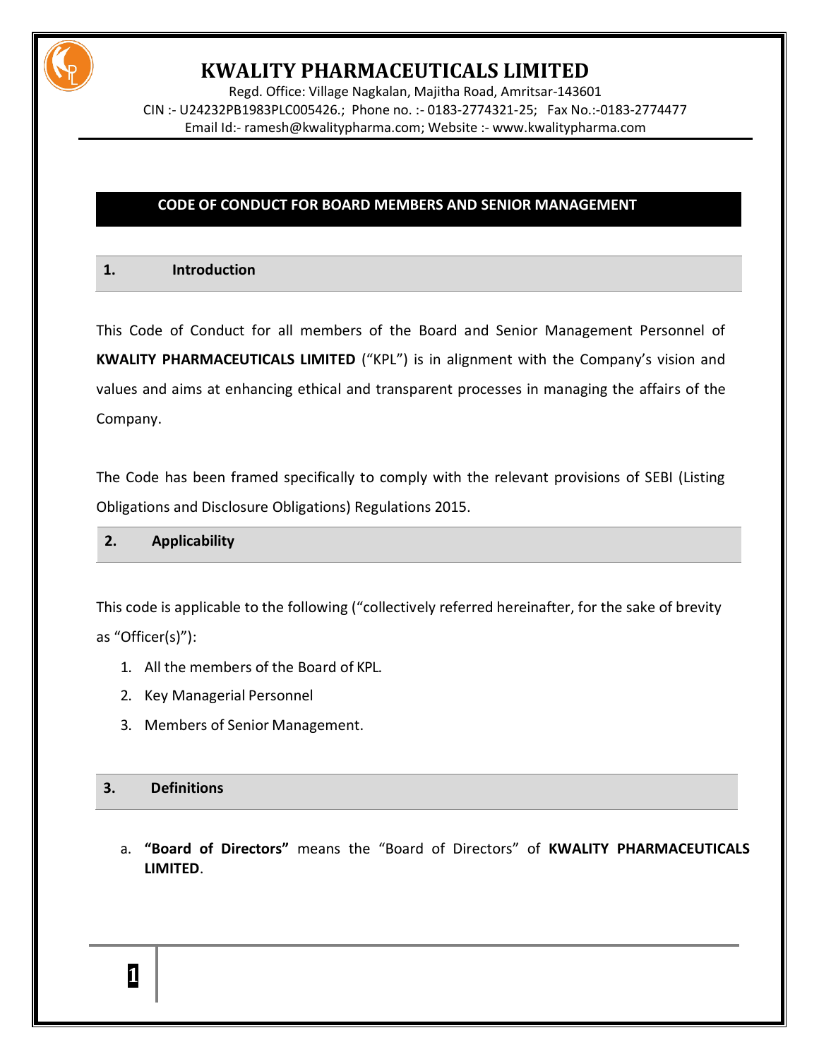# KWALITY PHARMACEUTICALS LIMITED

Regd. Office: Village Nagkalan, Majitha Road, Amritsar-143601
CIN :- U24232PB1983PLC005426.; Phone no. :- 0183-2774321-25; Fax No.:-0183-2774477
Email Id:- ramesh@kwalitypharma.com; Website :- www.kwalitypharma.com

## CODE OF CONDUCT FOR BOARD MEMBERS AND SENIOR MANAGEMENT

### 1. Introduction

This Code of Conduct for all members of the Board and Senior Management Personnel of **KWALITY PHARMACEUTICALS LIMITED** ("KPL") is in alignment with the Company's vision and values and aims at enhancing ethical and transparent processes in managing the affairs of the Company.

The Code has been framed specifically to comply with the relevant provisions of SEBI (Listing Obligations and Disclosure Obligations) Regulations 2015.

### 2. Applicability

This code is applicable to the following ("collectively referred hereinafter, for the sake of brevity as "Officer(s)"):

1. All the members of the Board of KPL.
2. Key Managerial Personnel
3. Members of Senior Management.

### 3. Definitions

a. **"Board of Directors"** means the "Board of Directors" of **KWALITY PHARMACEUTICALS LIMITED**.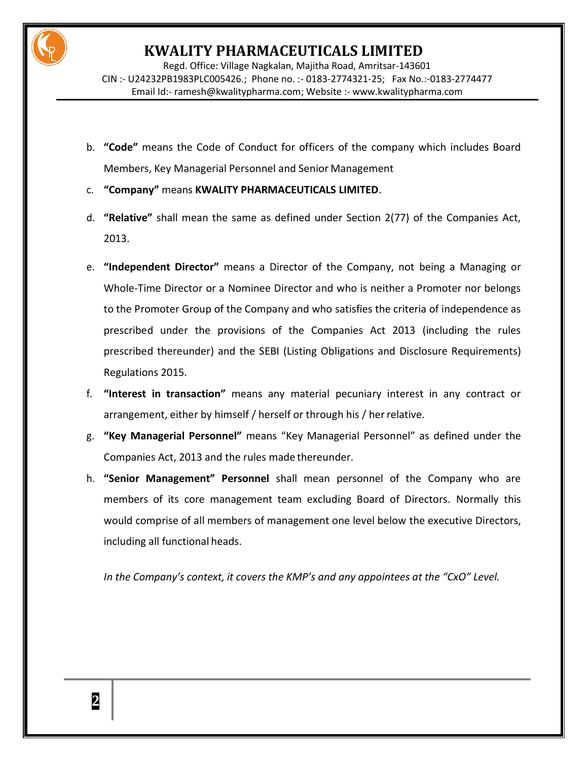b. **"Code"** means the Code of Conduct for officers of the company which includes Board Members, Key Managerial Personnel and Senior Management

c. **"Company"** means **KWALITY PHARMACEUTICALS LIMITED**.

d. **"Relative"** shall mean the same as defined under Section 2(77) of the Companies Act, 2013.

e. **"Independent Director"** means a Director of the Company, not being a Managing or Whole-Time Director or a Nominee Director and who is neither a Promoter nor belongs to the Promoter Group of the Company and who satisfies the criteria of independence as prescribed under the provisions of the Companies Act 2013 (including the rules prescribed thereunder) and the SEBI (Listing Obligations and Disclosure Requirements) Regulations 2015.

f. **"Interest in transaction"** means any material pecuniary interest in any contract or arrangement, either by himself / herself or through his / her relative.

g. **"Key Managerial Personnel"** means "Key Managerial Personnel" as defined under the Companies Act, 2013 and the rules made thereunder.

h. **"Senior Management" Personnel** shall mean personnel of the Company who are members of its core management team excluding Board of Directors. Normally this would comprise of all members of management one level below the executive Directors, including all functional heads.

   *In the Company's context, it covers the KMP's and any appointees at the "CxO" Level.*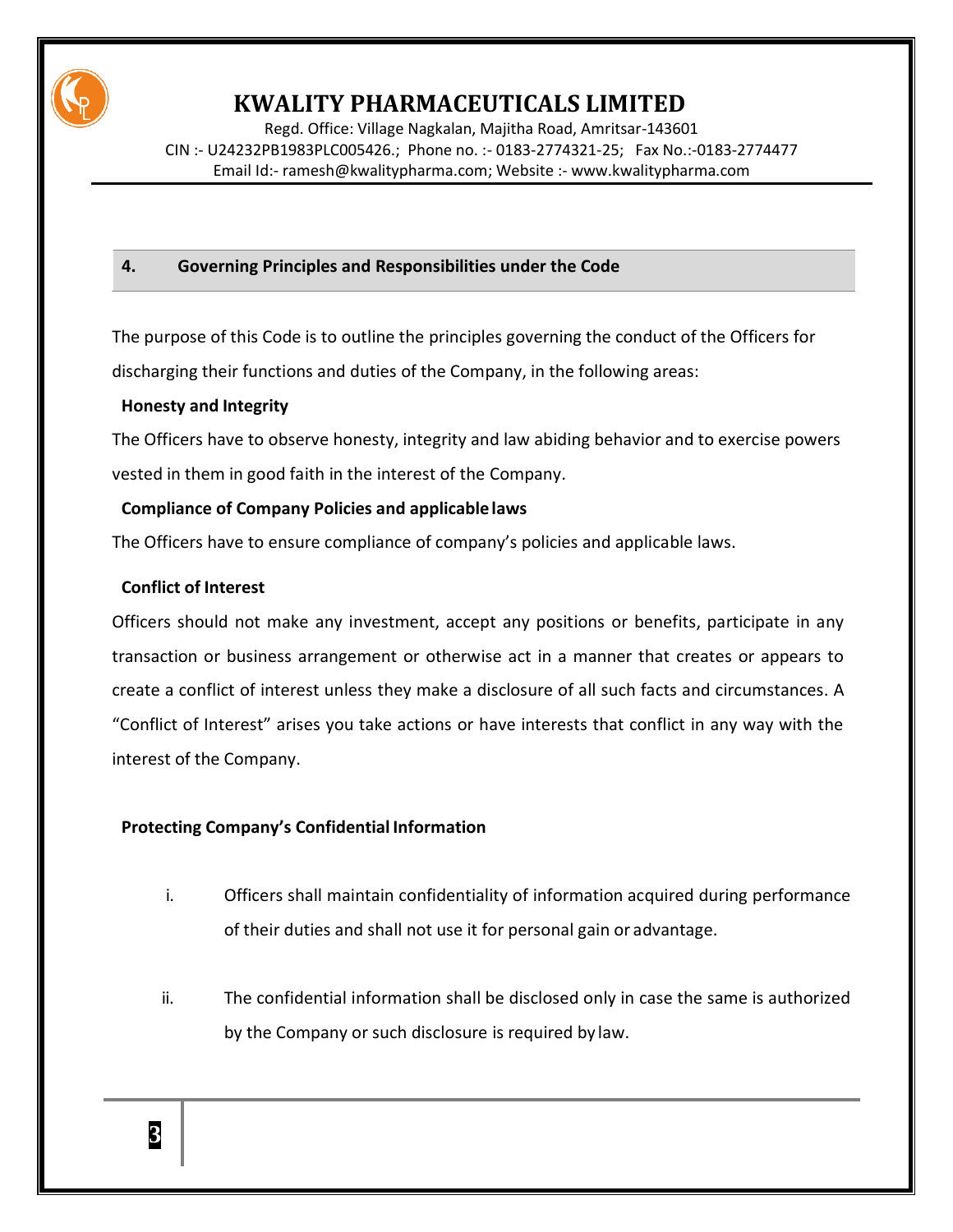## 4. Governing Principles and Responsibilities under the Code

The purpose of this Code is to outline the principles governing the conduct of the Officers for discharging their functions and duties of the Company, in the following areas:

**Honesty and Integrity**

The Officers have to observe honesty, integrity and law abiding behavior and to exercise powers vested in them in good faith in the interest of the Company.

**Compliance of Company Policies and applicable laws**

The Officers have to ensure compliance of company's policies and applicable laws.

**Conflict of Interest**

Officers should not make any investment, accept any positions or benefits, participate in any transaction or business arrangement or otherwise act in a manner that creates or appears to create a conflict of interest unless they make a disclosure of all such facts and circumstances. A "Conflict of Interest" arises you take actions or have interests that conflict in any way with the interest of the Company.

**Protecting Company's Confidential Information**

i. Officers shall maintain confidentiality of information acquired during performance of their duties and shall not use it for personal gain or advantage.

ii. The confidential information shall be disclosed only in case the same is authorized by the Company or such disclosure is required by law.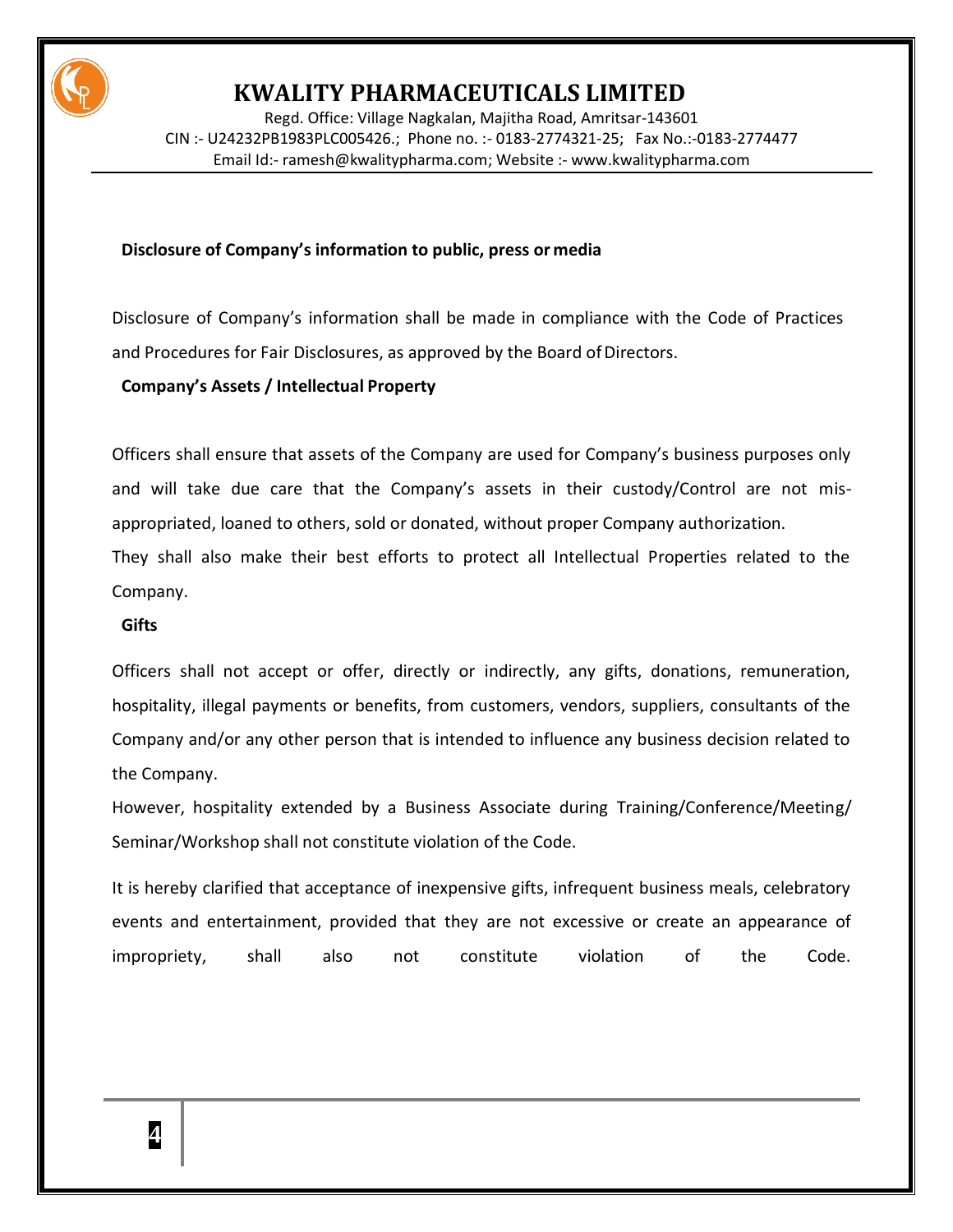**Disclosure of Company's information to public, press or media**

Disclosure of Company's information shall be made in compliance with the Code of Practices and Procedures for Fair Disclosures, as approved by the Board of Directors.

**Company's Assets / Intellectual Property**

Officers shall ensure that assets of the Company are used for Company's business purposes only and will take due care that the Company's assets in their custody/Control are not mis-appropriated, loaned to others, sold or donated, without proper Company authorization.

They shall also make their best efforts to protect all Intellectual Properties related to the Company.

**Gifts**

Officers shall not accept or offer, directly or indirectly, any gifts, donations, remuneration, hospitality, illegal payments or benefits, from customers, vendors, suppliers, consultants of the Company and/or any other person that is intended to influence any business decision related to the Company.

However, hospitality extended by a Business Associate during Training/Conference/Meeting/ Seminar/Workshop shall not constitute violation of the Code.

It is hereby clarified that acceptance of inexpensive gifts, infrequent business meals, celebratory events and entertainment, provided that they are not excessive or create an appearance of impropriety, shall also not constitute violation of the Code.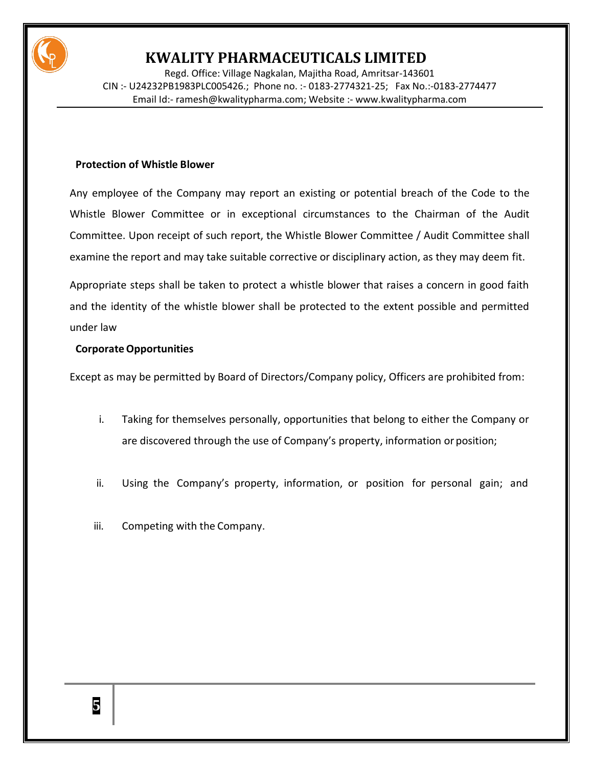**Protection of Whistle Blower**

Any employee of the Company may report an existing or potential breach of the Code to the Whistle Blower Committee or in exceptional circumstances to the Chairman of the Audit Committee. Upon receipt of such report, the Whistle Blower Committee / Audit Committee shall examine the report and may take suitable corrective or disciplinary action, as they may deem fit.

Appropriate steps shall be taken to protect a whistle blower that raises a concern in good faith and the identity of the whistle blower shall be protected to the extent possible and permitted under law

**Corporate Opportunities**

Except as may be permitted by Board of Directors/Company policy, Officers are prohibited from:

i. Taking for themselves personally, opportunities that belong to either the Company or are discovered through the use of Company's property, information or position;

ii. Using the Company's property, information, or position for personal gain; and

iii. Competing with the Company.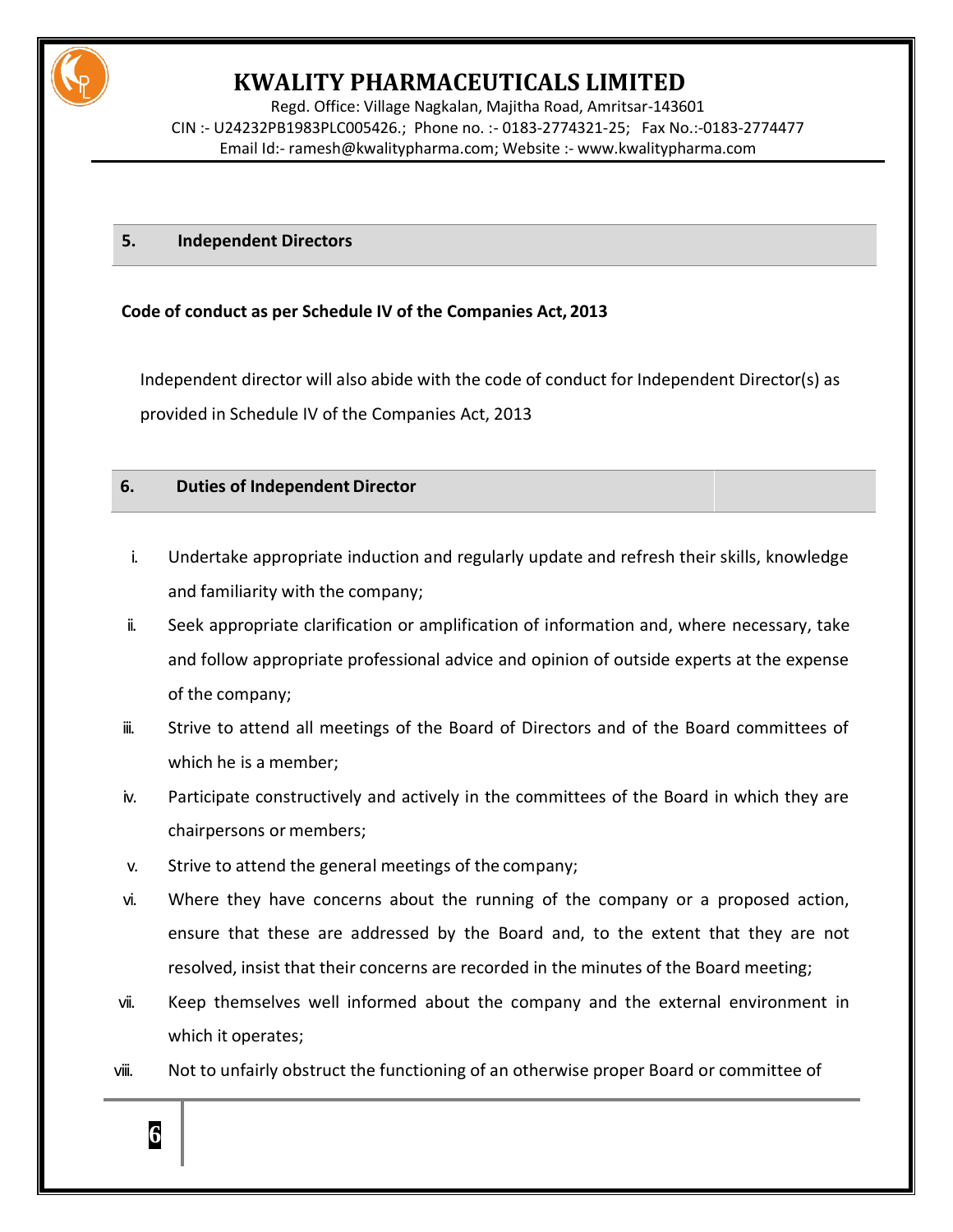## 5. Independent Directors

**Code of conduct as per Schedule IV of the Companies Act, 2013**

Independent director will also abide with the code of conduct for Independent Director(s) as provided in Schedule IV of the Companies Act, 2013

## 6. Duties of Independent Director

i. Undertake appropriate induction and regularly update and refresh their skills, knowledge and familiarity with the company;

ii. Seek appropriate clarification or amplification of information and, where necessary, take and follow appropriate professional advice and opinion of outside experts at the expense of the company;

iii. Strive to attend all meetings of the Board of Directors and of the Board committees of which he is a member;

iv. Participate constructively and actively in the committees of the Board in which they are chairpersons or members;

v. Strive to attend the general meetings of the company;

vi. Where they have concerns about the running of the company or a proposed action, ensure that these are addressed by the Board and, to the extent that they are not resolved, insist that their concerns are recorded in the minutes of the Board meeting;

vii. Keep themselves well informed about the company and the external environment in which it operates;

viii. Not to unfairly obstruct the functioning of an otherwise proper Board or committee of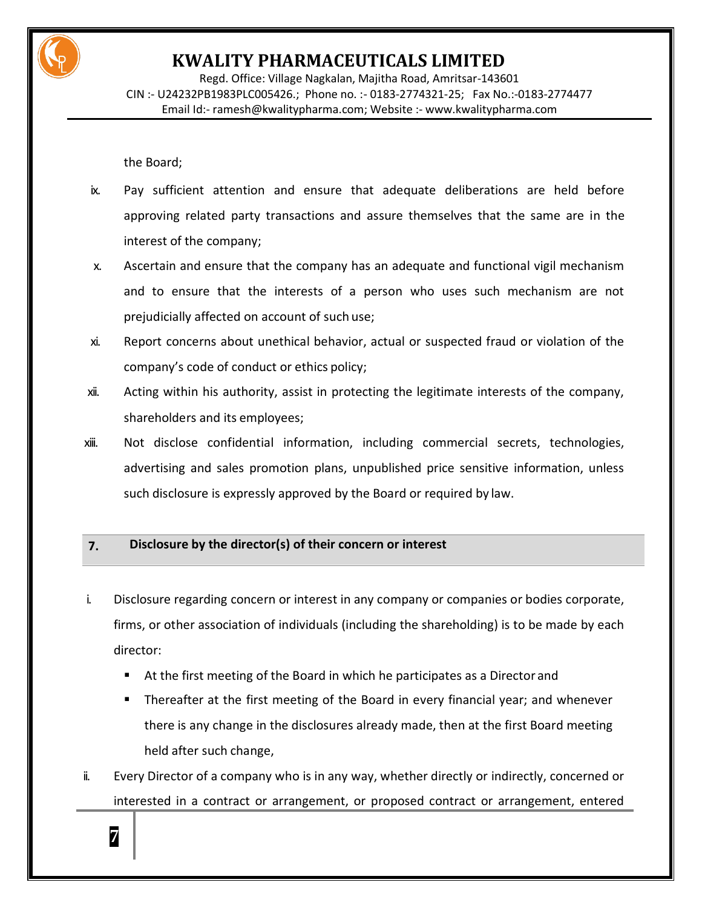the Board;

ix. Pay sufficient attention and ensure that adequate deliberations are held before approving related party transactions and assure themselves that the same are in the interest of the company;

x. Ascertain and ensure that the company has an adequate and functional vigil mechanism and to ensure that the interests of a person who uses such mechanism are not prejudicially affected on account of such use;

xi. Report concerns about unethical behavior, actual or suspected fraud or violation of the company's code of conduct or ethics policy;

xii. Acting within his authority, assist in protecting the legitimate interests of the company, shareholders and its employees;

xiii. Not disclose confidential information, including commercial secrets, technologies, advertising and sales promotion plans, unpublished price sensitive information, unless such disclosure is expressly approved by the Board or required by law.

## 7. Disclosure by the director(s) of their concern or interest

i. Disclosure regarding concern or interest in any company or companies or bodies corporate, firms, or other association of individuals (including the shareholding) is to be made by each director:

- At the first meeting of the Board in which he participates as a Director and
- Thereafter at the first meeting of the Board in every financial year; and whenever there is any change in the disclosures already made, then at the first Board meeting held after such change,

ii. Every Director of a company who is in any way, whether directly or indirectly, concerned or interested in a contract or arrangement, or proposed contract or arrangement, entered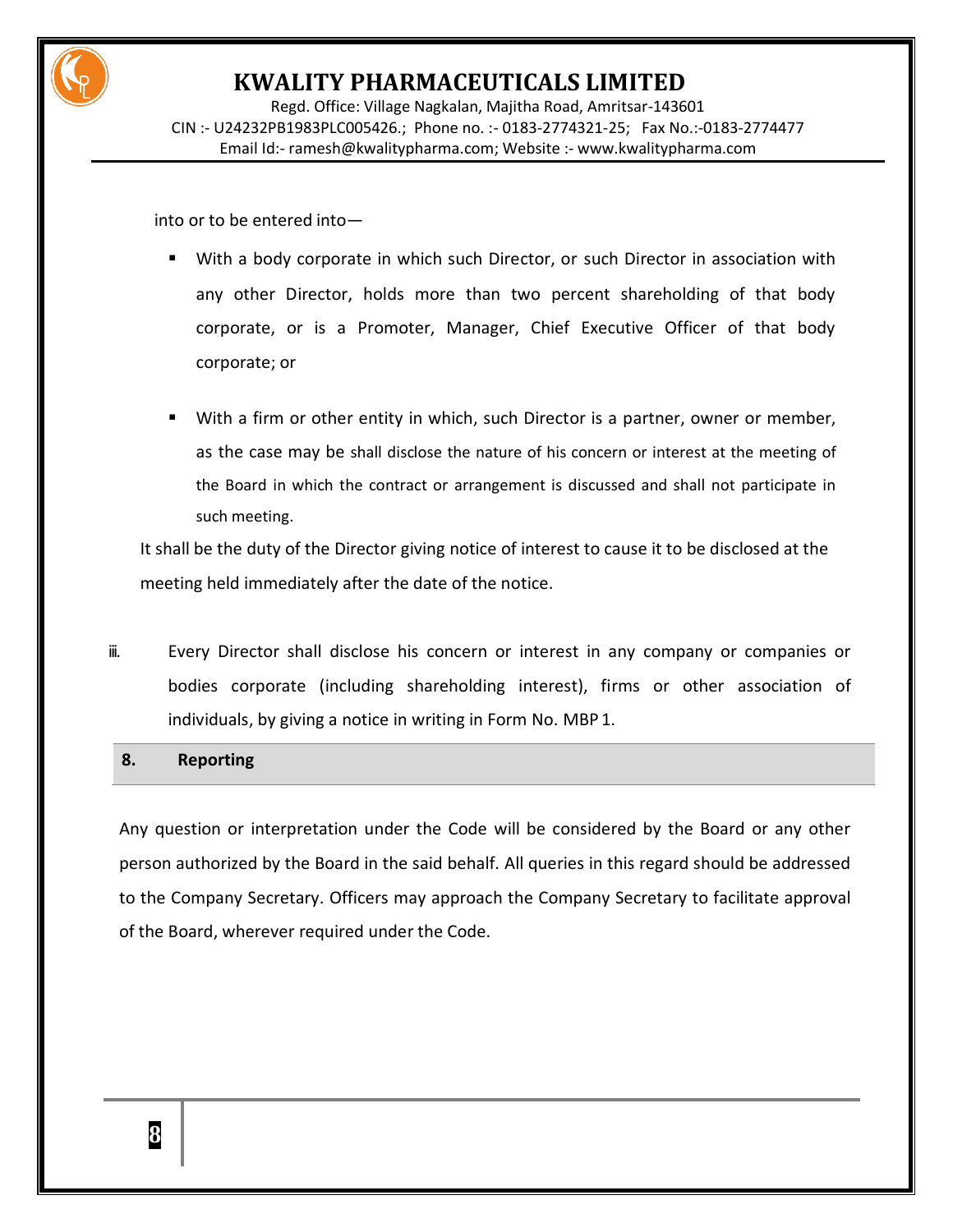into or to be entered into—

- With a body corporate in which such Director, or such Director in association with any other Director, holds more than two percent shareholding of that body corporate, or is a Promoter, Manager, Chief Executive Officer of that body corporate; or

- With a firm or other entity in which, such Director is a partner, owner or member, as the case may be shall disclose the nature of his concern or interest at the meeting of the Board in which the contract or arrangement is discussed and shall not participate in such meeting.

It shall be the duty of the Director giving notice of interest to cause it to be disclosed at the meeting held immediately after the date of the notice.

iii. Every Director shall disclose his concern or interest in any company or companies or bodies corporate (including shareholding interest), firms or other association of individuals, by giving a notice in writing in Form No. MBP 1.

## 8. Reporting

Any question or interpretation under the Code will be considered by the Board or any other person authorized by the Board in the said behalf. All queries in this regard should be addressed to the Company Secretary. Officers may approach the Company Secretary to facilitate approval of the Board, wherever required under the Code.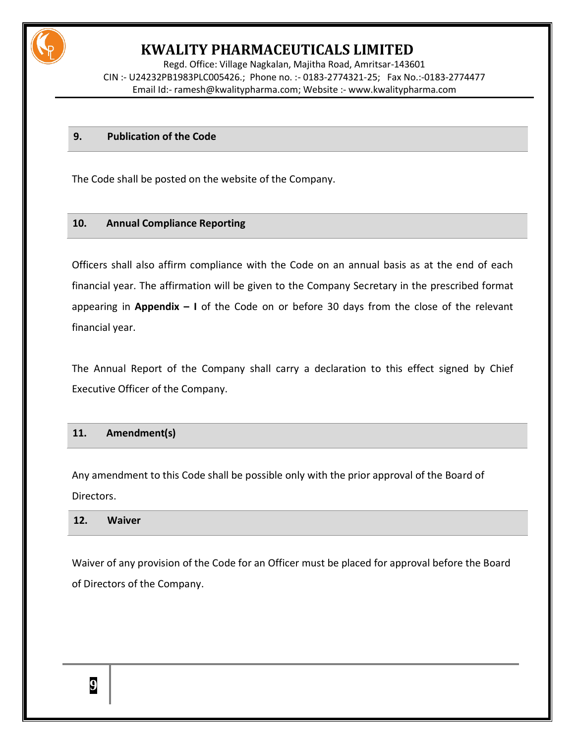## 9. Publication of the Code

The Code shall be posted on the website of the Company.

## 10. Annual Compliance Reporting

Officers shall also affirm compliance with the Code on an annual basis as at the end of each financial year. The affirmation will be given to the Company Secretary in the prescribed format appearing in **Appendix – I** of the Code on or before 30 days from the close of the relevant financial year.

The Annual Report of the Company shall carry a declaration to this effect signed by Chief Executive Officer of the Company.

## 11. Amendment(s)

Any amendment to this Code shall be possible only with the prior approval of the Board of Directors.

## 12. Waiver

Waiver of any provision of the Code for an Officer must be placed for approval before the Board of Directors of the Company.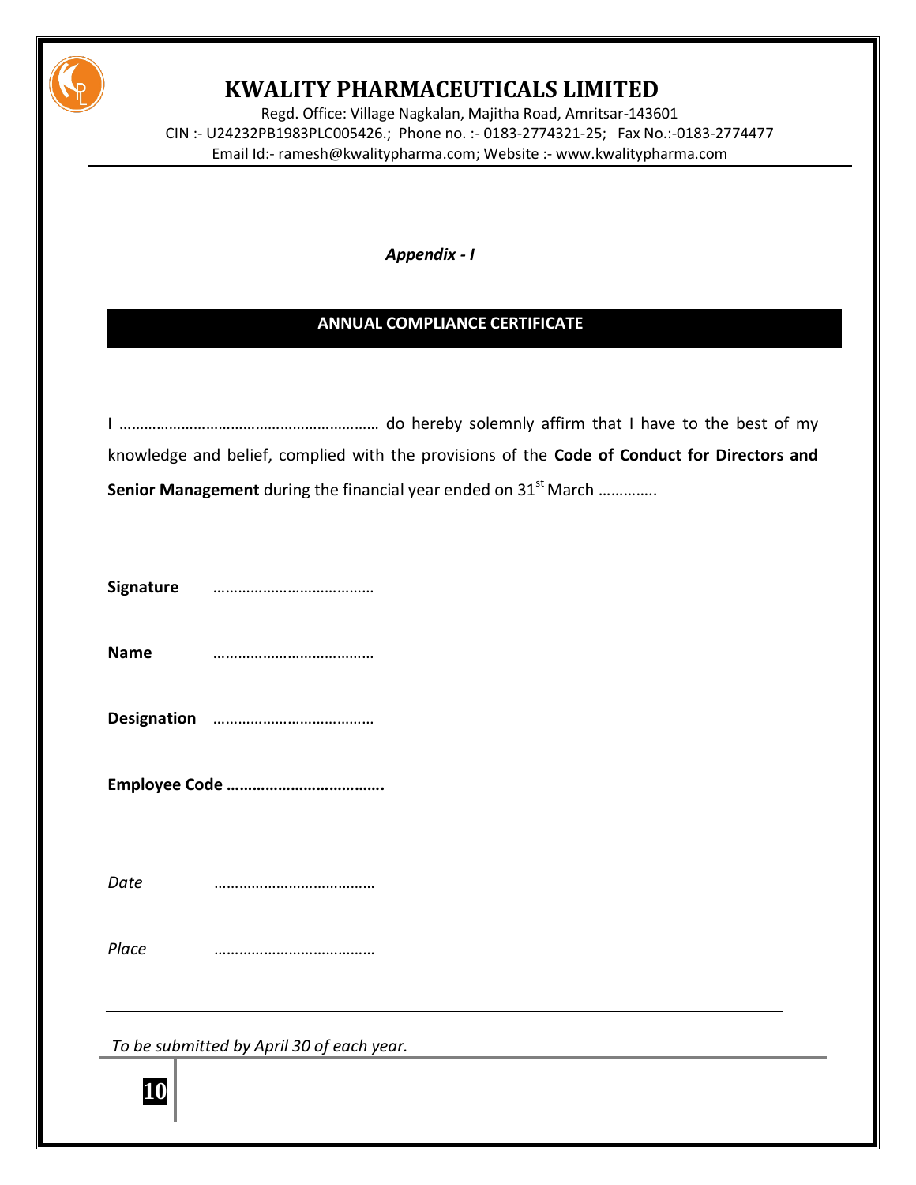# KWALITY PHARMACEUTICALS LIMITED

Regd. Office: Village Nagkalan, Majitha Road, Amritsar-143601
CIN :- U24232PB1983PLC005426.; Phone no. :- 0183-2774321-25; Fax No.:-0183-2774477
Email Id:- ramesh@kwalitypharma.com; Website :- www.kwalitypharma.com

*Appendix - I*

## ANNUAL COMPLIANCE CERTIFICATE

I ……………………………………………………. do hereby solemnly affirm that I have to the best of my knowledge and belief, complied with the provisions of the **Code of Conduct for Directors and Senior Management** during the financial year ended on 31st March ………….

**Signature** ……………………………….

**Name** ……………………………….

**Designation** ……………………………….

**Employee Code …………………………….**

*Date* ……………………………….

*Place* ……………………………….

---

*To be submitted by April 30 of each year.*